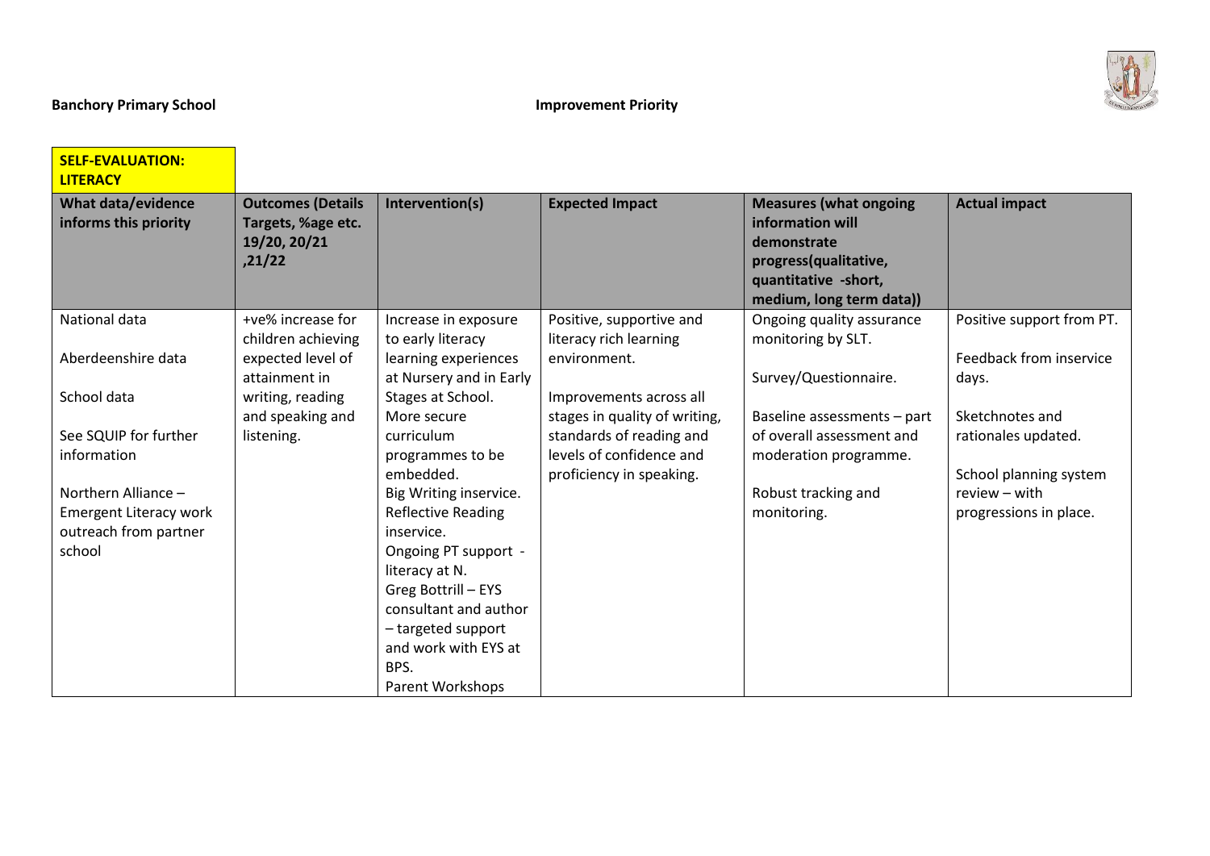**Banchory Primary School** **Improvement Priority**

**SELF-EVALUATION: LITERACY**

| What data/evidence informs this priority | Outcomes (Details Targets, %age etc. 19/20, 20/21 ,21/22 | Intervention(s) | Expected Impact | Measures (what ongoing information will demonstrate progress(qualitative, quantitative -short, medium, long term data)) | Actual impact |
|---|---|---|---|---|---|
| National data<br><br>Aberdeenshire data<br><br>School data<br><br>See SQUIP for further information<br><br>Northern Alliance – Emergent Literacy work outreach from partner school | +ve% increase for children achieving expected level of attainment in writing, reading and speaking and listening. | Increase in exposure to early literacy learning experiences at Nursery and in Early Stages at School.<br>More secure curriculum programmes to be embedded.<br>Big Writing inservice.<br>Reflective Reading inservice.<br>Ongoing PT support - literacy at N.<br>Greg Bottrill – EYS consultant and author – targeted support and work with EYS at BPS.<br>Parent Workshops | Positive, supportive and literacy rich learning environment.<br><br>Improvements across all stages in quality of writing, standards of reading and levels of confidence and proficiency in speaking. | Ongoing quality assurance monitoring by SLT.<br><br>Survey/Questionnaire.<br><br>Baseline assessments – part of overall assessment and moderation programme.<br><br>Robust tracking and monitoring. | Positive support from PT.<br><br>Feedback from inservice days.<br><br>Sketchnotes and rationales updated.<br><br>School planning system review – with progressions in place. |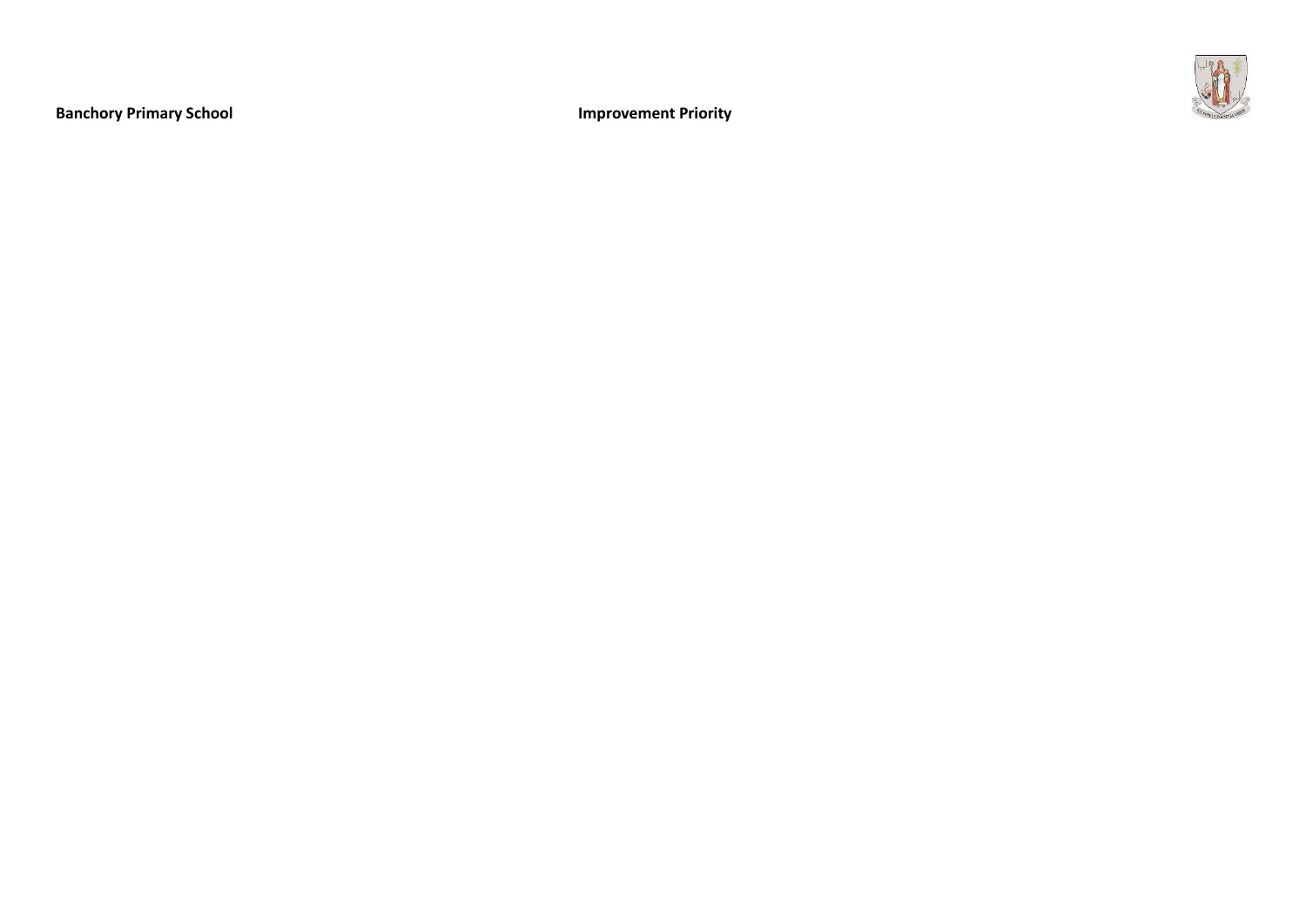**Banchory Primary School** **Improvement Priority**